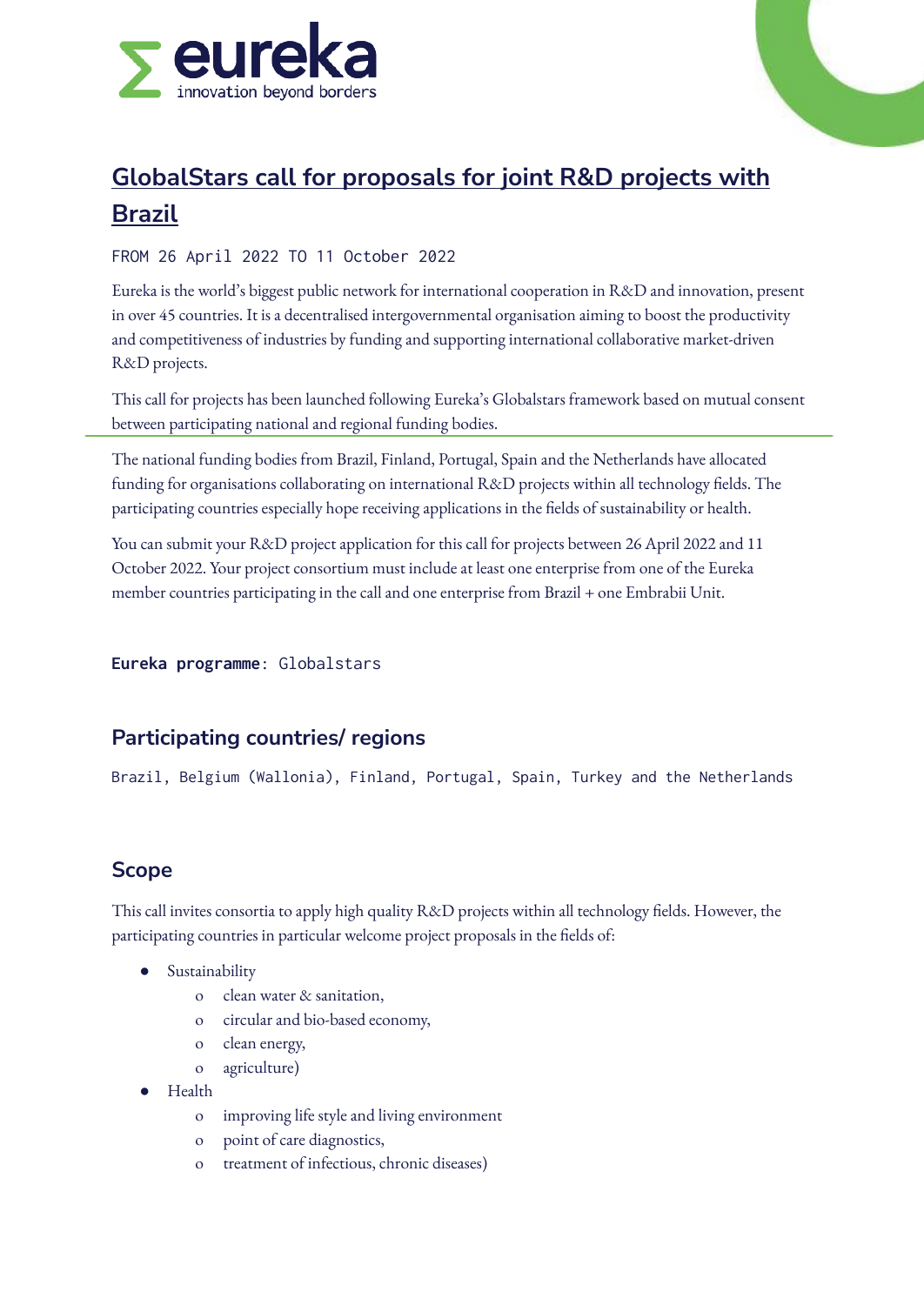# GlobalStars call for proposals for joint R&D projects with Brazil

FROM 26 April 2022 TO 11 October 2022

Eureka is the world's biggest public network for international cooperation in R&D and innovation, present in over 45 countries. It is a decentralised intergovernmental organisation aiming to boost the productivity and competitiveness of industries by funding and supporting international collaborative market-driven R&D projects.

This call for projects has been launched following Eureka's Globalstars framework based on mutual consent between participating national and regional funding bodies.

The national funding bodies from Brazil, Finland, Portugal, Spain and the Netherlands have allocated funding for organisations collaborating on international R&D projects within all technology fields. The participating countries especially hope receiving applications in the fields of sustainability or health.

You can submit your R&D project application for this call for projects between 26 April 2022 and 11 October 2022. Your project consortium must include at least one enterprise from one of the Eureka member countries participating in the call and one enterprise from Brazil + one Embrabii Unit.

**Eureka programme**: Globalstars

## Participating countries/ regions

Brazil, Belgium (Wallonia), Finland, Portugal, Spain, Turkey and the Netherlands

## Scope

This call invites consortia to apply high quality R&D projects within all technology fields. However, the participating countries in particular welcome project proposals in the fields of:

- Sustainability
  - clean water & sanitation,
  - circular and bio-based economy,
  - clean energy,
  - agriculture)
- Health
  - improving life style and living environment
  - point of care diagnostics,
  - treatment of infectious, chronic diseases)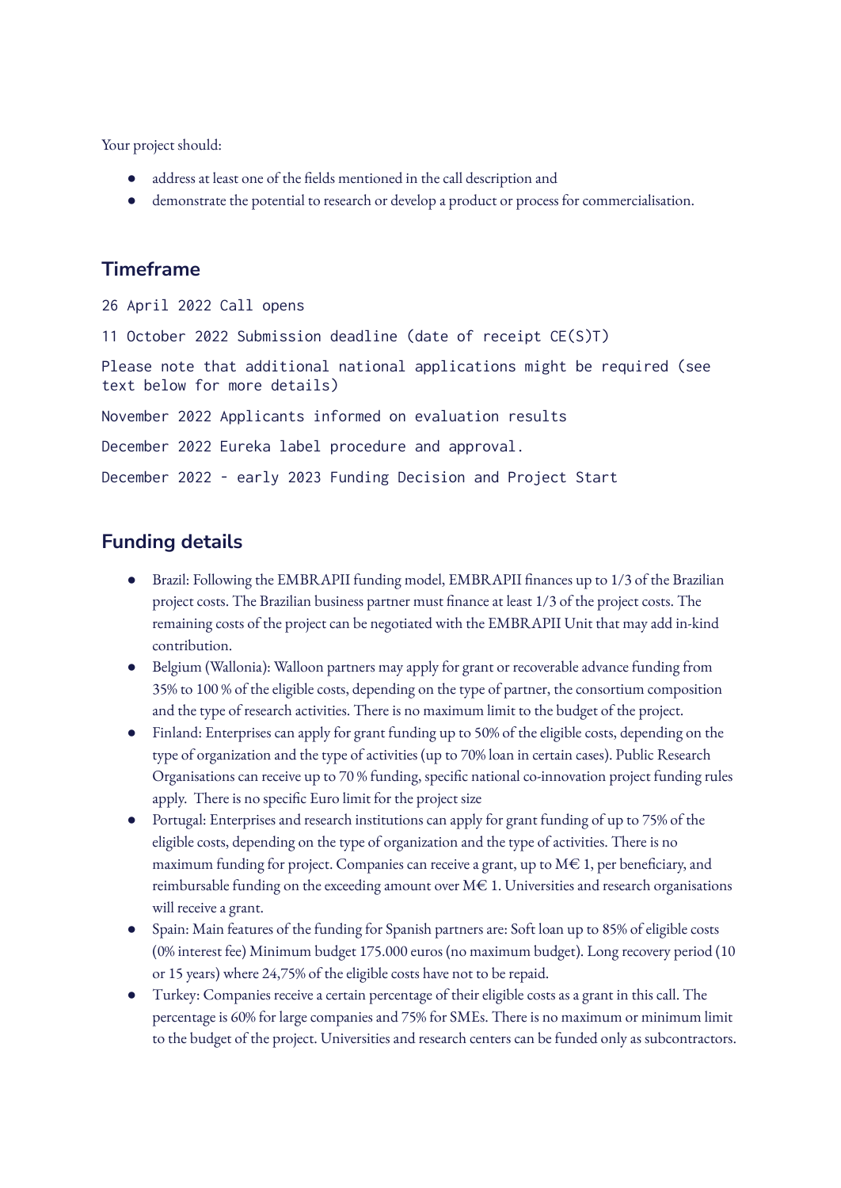Your project should:

- address at least one of the fields mentioned in the call description and
- demonstrate the potential to research or develop a product or process for commercialisation.

## Timeframe

26 April 2022 Call opens

11 October 2022 Submission deadline (date of receipt CE(S)T)

Please note that additional national applications might be required (see text below for more details)

November 2022 Applicants informed on evaluation results

December 2022 Eureka label procedure and approval.

December 2022 - early 2023 Funding Decision and Project Start

## Funding details

- Brazil: Following the EMBRAPII funding model, EMBRAPII finances up to 1/3 of the Brazilian project costs. The Brazilian business partner must finance at least 1/3 of the project costs. The remaining costs of the project can be negotiated with the EMBRAPII Unit that may add in-kind contribution.
- Belgium (Wallonia): Walloon partners may apply for grant or recoverable advance funding from 35% to 100 % of the eligible costs, depending on the type of partner, the consortium composition and the type of research activities. There is no maximum limit to the budget of the project.
- Finland: Enterprises can apply for grant funding up to 50% of the eligible costs, depending on the type of organization and the type of activities (up to 70% loan in certain cases). Public Research Organisations can receive up to 70 % funding, specific national co-innovation project funding rules apply. There is no specific Euro limit for the project size
- Portugal: Enterprises and research institutions can apply for grant funding of up to 75% of the eligible costs, depending on the type of organization and the type of activities. There is no maximum funding for project. Companies can receive a grant, up to M€ 1, per beneficiary, and reimbursable funding on the exceeding amount over M€ 1. Universities and research organisations will receive a grant.
- Spain: Main features of the funding for Spanish partners are: Soft loan up to 85% of eligible costs (0% interest fee) Minimum budget 175.000 euros (no maximum budget). Long recovery period (10 or 15 years) where 24,75% of the eligible costs have not to be repaid.
- Turkey: Companies receive a certain percentage of their eligible costs as a grant in this call. The percentage is 60% for large companies and 75% for SMEs. There is no maximum or minimum limit to the budget of the project. Universities and research centers can be funded only as subcontractors.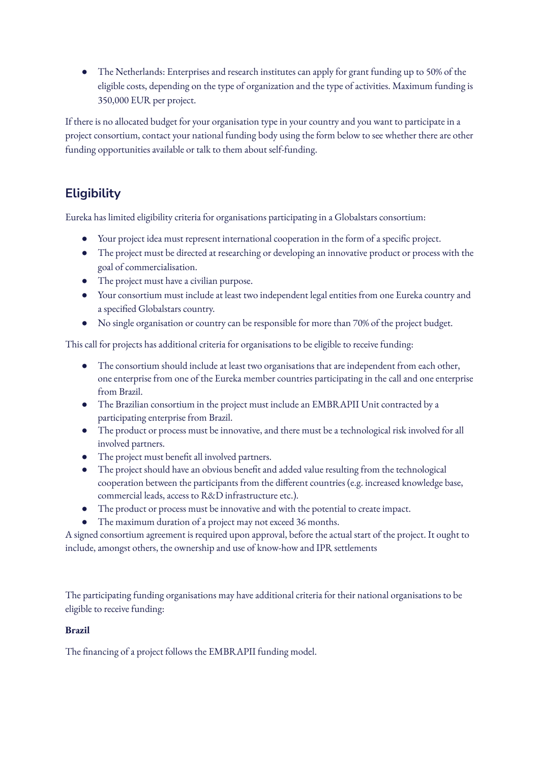- The Netherlands: Enterprises and research institutes can apply for grant funding up to 50% of the eligible costs, depending on the type of organization and the type of activities. Maximum funding is 350,000 EUR per project.

If there is no allocated budget for your organisation type in your country and you want to participate in a project consortium, contact your national funding body using the form below to see whether there are other funding opportunities available or talk to them about self-funding.

## Eligibility

Eureka has limited eligibility criteria for organisations participating in a Globalstars consortium:

- Your project idea must represent international cooperation in the form of a specific project.
- The project must be directed at researching or developing an innovative product or process with the goal of commercialisation.
- The project must have a civilian purpose.
- Your consortium must include at least two independent legal entities from one Eureka country and a specified Globalstars country.
- No single organisation or country can be responsible for more than 70% of the project budget.

This call for projects has additional criteria for organisations to be eligible to receive funding:

- The consortium should include at least two organisations that are independent from each other, one enterprise from one of the Eureka member countries participating in the call and one enterprise from Brazil.
- The Brazilian consortium in the project must include an EMBRAPII Unit contracted by a participating enterprise from Brazil.
- The product or process must be innovative, and there must be a technological risk involved for all involved partners.
- The project must benefit all involved partners.
- The project should have an obvious benefit and added value resulting from the technological cooperation between the participants from the different countries (e.g. increased knowledge base, commercial leads, access to R&D infrastructure etc.).
- The product or process must be innovative and with the potential to create impact.
- The maximum duration of a project may not exceed 36 months.

A signed consortium agreement is required upon approval, before the actual start of the project. It ought to include, amongst others, the ownership and use of know-how and IPR settlements

The participating funding organisations may have additional criteria for their national organisations to be eligible to receive funding:

**Brazil**

The financing of a project follows the EMBRAPII funding model.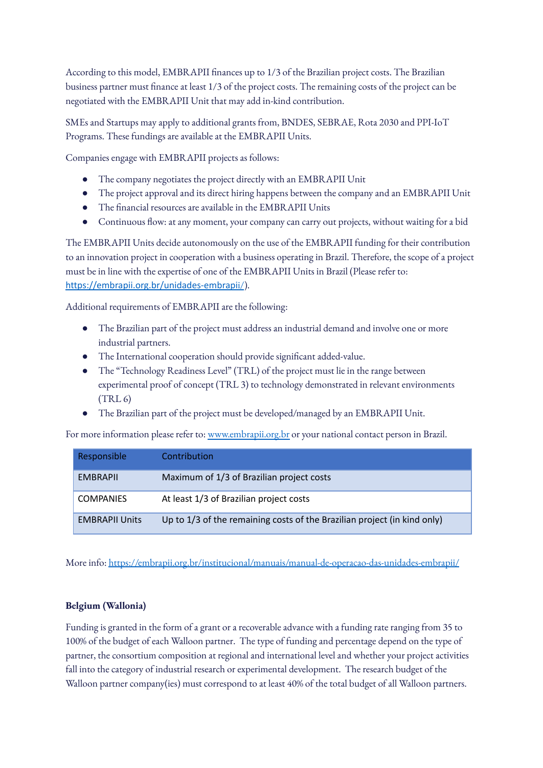According to this model, EMBRAPII finances up to 1/3 of the Brazilian project costs. The Brazilian business partner must finance at least 1/3 of the project costs. The remaining costs of the project can be negotiated with the EMBRAPII Unit that may add in-kind contribution.

SMEs and Startups may apply to additional grants from, BNDES, SEBRAE, Rota 2030 and PPI-IoT Programs. These fundings are available at the EMBRAPII Units.

Companies engage with EMBRAPII projects as follows:

- The company negotiates the project directly with an EMBRAPII Unit
- The project approval and its direct hiring happens between the company and an EMBRAPII Unit
- The financial resources are available in the EMBRAPII Units
- Continuous flow: at any moment, your company can carry out projects, without waiting for a bid

The EMBRAPII Units decide autonomously on the use of the EMBRAPII funding for their contribution to an innovation project in cooperation with a business operating in Brazil. Therefore, the scope of a project must be in line with the expertise of one of the EMBRAPII Units in Brazil (Please refer to: https://embrapii.org.br/unidades-embrapii/).

Additional requirements of EMBRAPII are the following:

- The Brazilian part of the project must address an industrial demand and involve one or more industrial partners.
- The International cooperation should provide significant added-value.
- The "Technology Readiness Level" (TRL) of the project must lie in the range between experimental proof of concept (TRL 3) to technology demonstrated in relevant environments (TRL 6)
- The Brazilian part of the project must be developed/managed by an EMBRAPII Unit.

For more information please refer to: www.embrapii.org.br or your national contact person in Brazil.

| Responsible | Contribution |
|---|---|
| EMBRAPII | Maximum of 1/3 of Brazilian project costs |
| COMPANIES | At least 1/3 of Brazilian project costs |
| EMBRAPII Units | Up to 1/3 of the remaining costs of the Brazilian project (in kind only) |

More info: https://embrapii.org.br/institucional/manuais/manual-de-operacao-das-unidades-embrapii/

**Belgium (Wallonia)**

Funding is granted in the form of a grant or a recoverable advance with a funding rate ranging from 35 to 100% of the budget of each Walloon partner. The type of funding and percentage depend on the type of partner, the consortium composition at regional and international level and whether your project activities fall into the category of industrial research or experimental development. The research budget of the Walloon partner company(ies) must correspond to at least 40% of the total budget of all Walloon partners.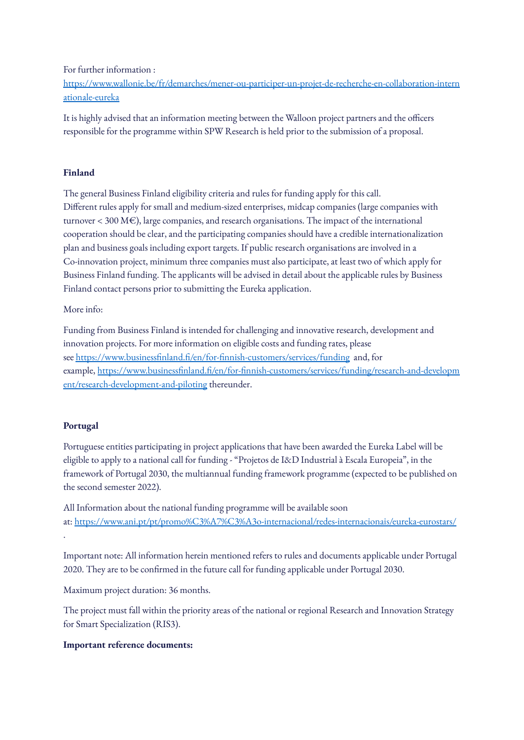For further information : [https://www.wallonie.be/fr/demarches/mener-ou-participer-un-projet-de-recherche-en-collaboration-internationale-eureka](https://www.wallonie.be/fr/demarches/mener-ou-participer-un-projet-de-recherche-en-collaboration-internationale-eureka)

It is highly advised that an information meeting between the Walloon project partners and the officers responsible for the programme within SPW Research is held prior to the submission of a proposal.

**Finland**

The general Business Finland eligibility criteria and rules for funding apply for this call. Different rules apply for small and medium-sized enterprises, midcap companies (large companies with turnover < 300 M€), large companies, and research organisations. The impact of the international cooperation should be clear, and the participating companies should have a credible internationalization plan and business goals including export targets. If public research organisations are involved in a Co-innovation project, minimum three companies must also participate, at least two of which apply for Business Finland funding. The applicants will be advised in detail about the applicable rules by Business Finland contact persons prior to submitting the Eureka application.

More info:

Funding from Business Finland is intended for challenging and innovative research, development and innovation projects. For more information on eligible costs and funding rates, please see [https://www.businessfinland.fi/en/for-finnish-customers/services/funding](https://www.businessfinland.fi/en/for-finnish-customers/services/funding) and, for example, [https://www.businessfinland.fi/en/for-finnish-customers/services/funding/research-and-development/research-development-and-piloting](https://www.businessfinland.fi/en/for-finnish-customers/services/funding/research-and-development/research-development-and-piloting) thereunder.

**Portugal**

Portuguese entities participating in project applications that have been awarded the Eureka Label will be eligible to apply to a national call for funding - "Projetos de I&D Industrial à Escala Europeia", in the framework of Portugal 2030, the multiannual funding framework programme (expected to be published on the second semester 2022).

All Information about the national funding programme will be available soon at: [https://www.ani.pt/pt/promo%C3%A7%C3%A3o-internacional/redes-internacionais/eureka-eurostars/](https://www.ani.pt/pt/promo%C3%A7%C3%A3o-internacional/redes-internacionais/eureka-eurostars/) .

Important note: All information herein mentioned refers to rules and documents applicable under Portugal 2020. They are to be confirmed in the future call for funding applicable under Portugal 2030.

Maximum project duration: 36 months.

The project must fall within the priority areas of the national or regional Research and Innovation Strategy for Smart Specialization (RIS3).

**Important reference documents:**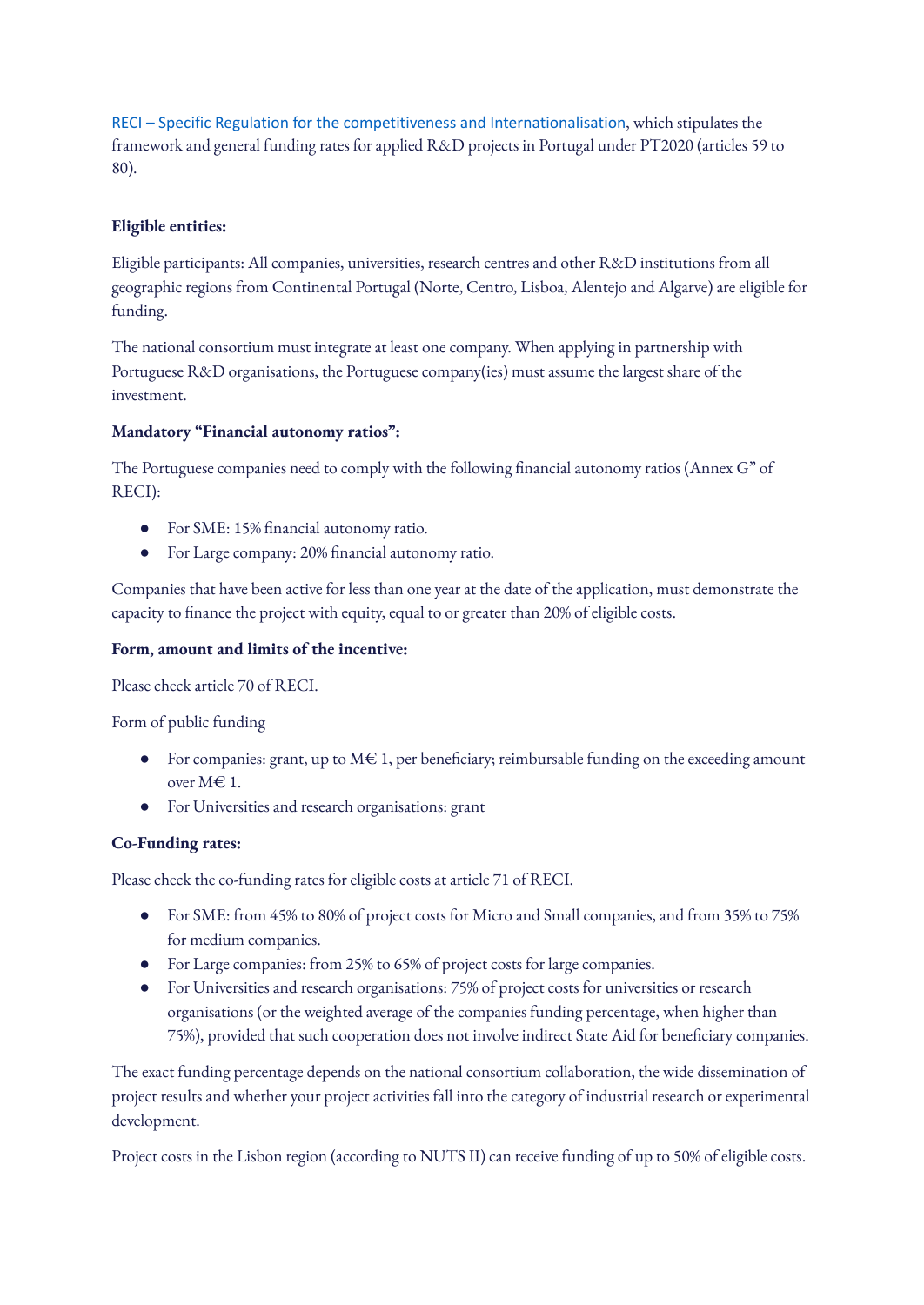[RECI – Specific Regulation for the competitiveness and Internationalisation], which stipulates the framework and general funding rates for applied R&D projects in Portugal under PT2020 (articles 59 to 80).

**Eligible entities:**

Eligible participants: All companies, universities, research centres and other R&D institutions from all geographic regions from Continental Portugal (Norte, Centro, Lisboa, Alentejo and Algarve) are eligible for funding.

The national consortium must integrate at least one company. When applying in partnership with Portuguese R&D organisations, the Portuguese company(ies) must assume the largest share of the investment.

**Mandatory "Financial autonomy ratios":**

The Portuguese companies need to comply with the following financial autonomy ratios (Annex G" of RECI):

- For SME: 15% financial autonomy ratio.
- For Large company: 20% financial autonomy ratio.

Companies that have been active for less than one year at the date of the application, must demonstrate the capacity to finance the project with equity, equal to or greater than 20% of eligible costs.

**Form, amount and limits of the incentive:**

Please check article 70 of RECI.

Form of public funding

- For companies: grant, up to M€ 1, per beneficiary; reimbursable funding on the exceeding amount over M€ 1.
- For Universities and research organisations: grant

**Co-Funding rates:**

Please check the co-funding rates for eligible costs at article 71 of RECI.

- For SME: from 45% to 80% of project costs for Micro and Small companies, and from 35% to 75% for medium companies.
- For Large companies: from 25% to 65% of project costs for large companies.
- For Universities and research organisations: 75% of project costs for universities or research organisations (or the weighted average of the companies funding percentage, when higher than 75%), provided that such cooperation does not involve indirect State Aid for beneficiary companies.

The exact funding percentage depends on the national consortium collaboration, the wide dissemination of project results and whether your project activities fall into the category of industrial research or experimental development.

Project costs in the Lisbon region (according to NUTS II) can receive funding of up to 50% of eligible costs.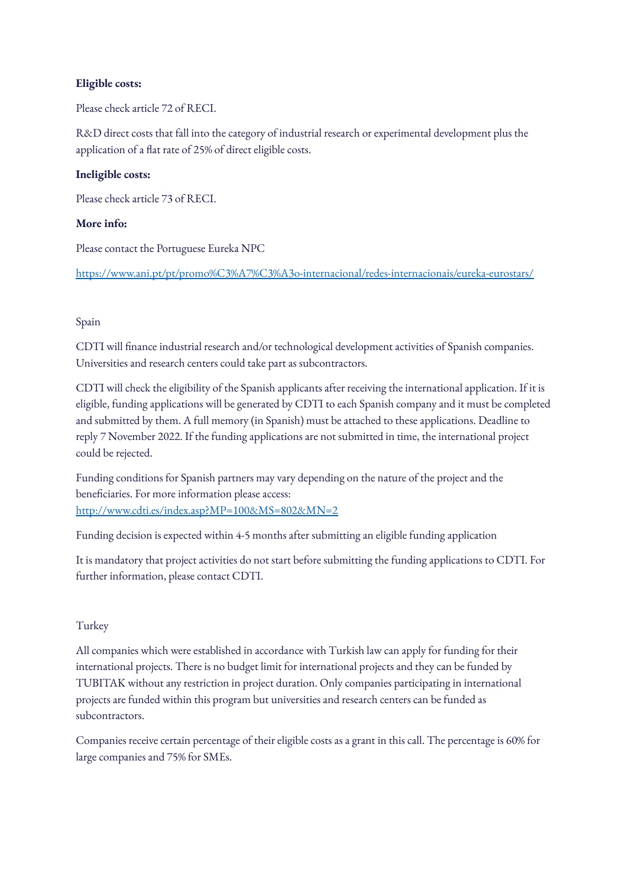**Eligible costs:**

Please check article 72 of RECI.

R&D direct costs that fall into the category of industrial research or experimental development plus the application of a flat rate of 25% of direct eligible costs.

**Ineligible costs:**

Please check article 73 of RECI.

**More info:**

Please contact the Portuguese Eureka NPC

[https://www.ani.pt/pt/promo%C3%A7%C3%A3o-internacional/redes-internacionais/eureka-eurostars/](https://www.ani.pt/pt/promo%C3%A7%C3%A3o-internacional/redes-internacionais/eureka-eurostars/)

Spain

CDTI will finance industrial research and/or technological development activities of Spanish companies. Universities and research centers could take part as subcontractors.

CDTI will check the eligibility of the Spanish applicants after receiving the international application. If it is eligible, funding applications will be generated by CDTI to each Spanish company and it must be completed and submitted by them. A full memory (in Spanish) must be attached to these applications. Deadline to reply 7 November 2022. If the funding applications are not submitted in time, the international project could be rejected.

Funding conditions for Spanish partners may vary depending on the nature of the project and the beneficiaries. For more information please access: [http://www.cdti.es/index.asp?MP=100&MS=802&MN=2](http://www.cdti.es/index.asp?MP=100&MS=802&MN=2)

Funding decision is expected within 4-5 months after submitting an eligible funding application

It is mandatory that project activities do not start before submitting the funding applications to CDTI. For further information, please contact CDTI.

Turkey

All companies which were established in accordance with Turkish law can apply for funding for their international projects. There is no budget limit for international projects and they can be funded by TUBITAK without any restriction in project duration. Only companies participating in international projects are funded within this program but universities and research centers can be funded as subcontractors.

Companies receive certain percentage of their eligible costs as a grant in this call. The percentage is 60% for large companies and 75% for SMEs.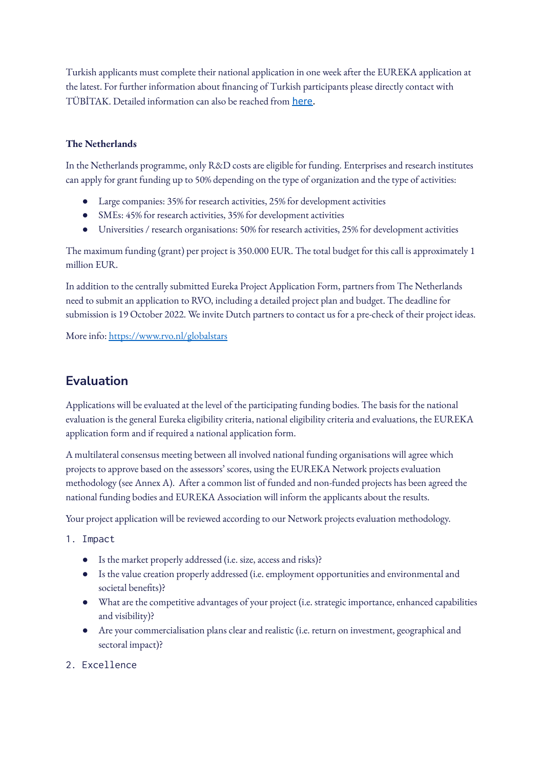Turkish applicants must complete their national application in one week after the EUREKA application at the latest. For further information about financing of Turkish participants please directly contact with TÜBİTAK. Detailed information can also be reached from here.

**The Netherlands**

In the Netherlands programme, only R&D costs are eligible for funding. Enterprises and research institutes can apply for grant funding up to 50% depending on the type of organization and the type of activities:

- Large companies: 35% for research activities, 25% for development activities
- SMEs: 45% for research activities, 35% for development activities
- Universities / research organisations: 50% for research activities, 25% for development activities

The maximum funding (grant) per project is 350.000 EUR. The total budget for this call is approximately 1 million EUR.

In addition to the centrally submitted Eureka Project Application Form, partners from The Netherlands need to submit an application to RVO, including a detailed project plan and budget. The deadline for submission is 19 October 2022. We invite Dutch partners to contact us for a pre-check of their project ideas.

More info: https://www.rvo.nl/globalstars

## Evaluation

Applications will be evaluated at the level of the participating funding bodies. The basis for the national evaluation is the general Eureka eligibility criteria, national eligibility criteria and evaluations, the EUREKA application form and if required a national application form.

A multilateral consensus meeting between all involved national funding organisations will agree which projects to approve based on the assessors' scores, using the EUREKA Network projects evaluation methodology (see Annex A). After a common list of funded and non-funded projects has been agreed the national funding bodies and EUREKA Association will inform the applicants about the results.

Your project application will be reviewed according to our Network projects evaluation methodology.

1. Impact
   - Is the market properly addressed (i.e. size, access and risks)?
   - Is the value creation properly addressed (i.e. employment opportunities and environmental and societal benefits)?
   - What are the competitive advantages of your project (i.e. strategic importance, enhanced capabilities and visibility)?
   - Are your commercialisation plans clear and realistic (i.e. return on investment, geographical and sectoral impact)?
2. Excellence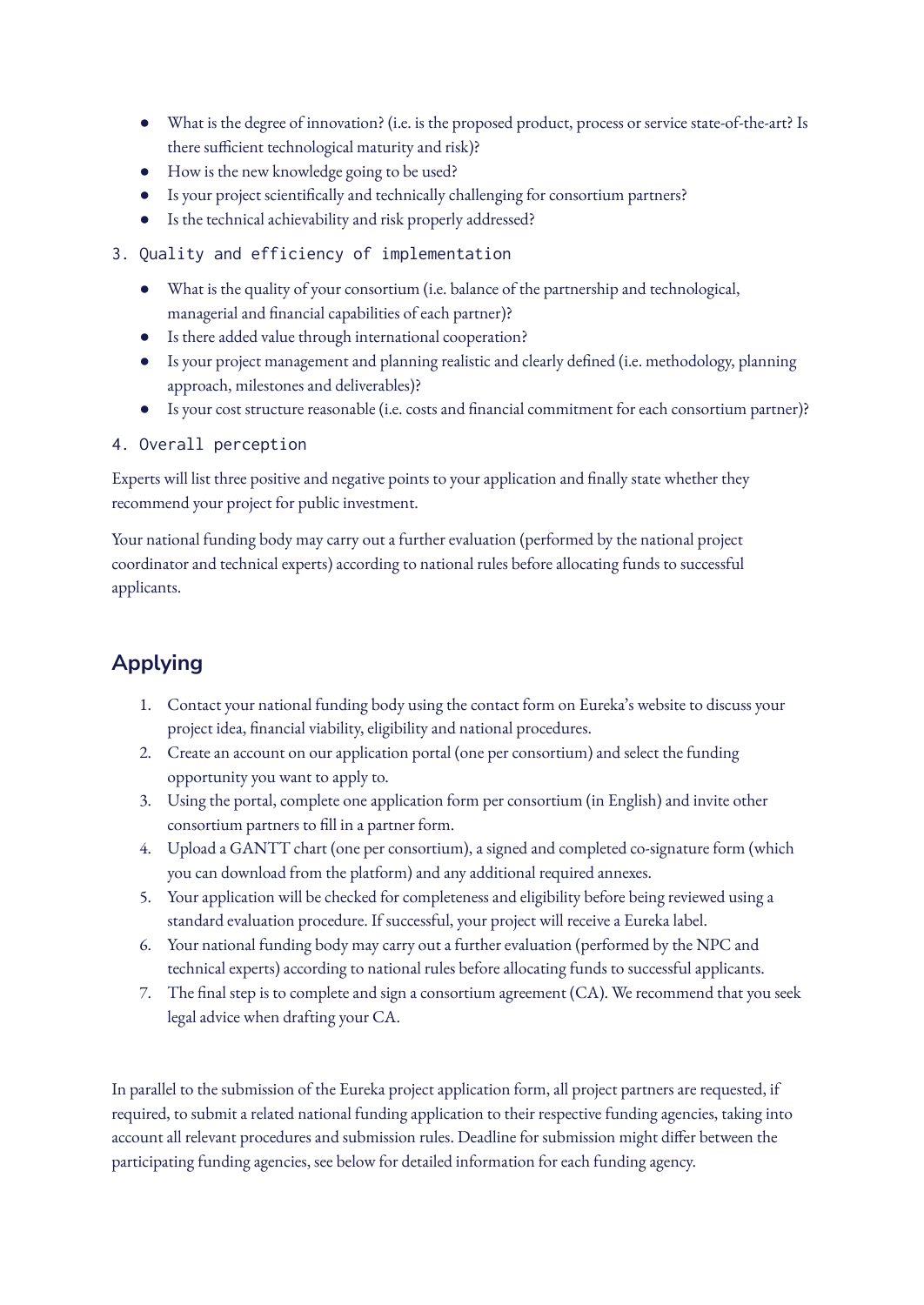- What is the degree of innovation? (i.e. is the proposed product, process or service state-of-the-art? Is there sufficient technological maturity and risk)?
- How is the new knowledge going to be used?
- Is your project scientifically and technically challenging for consortium partners?
- Is the technical achievability and risk properly addressed?

3. Quality and efficiency of implementation

- What is the quality of your consortium (i.e. balance of the partnership and technological, managerial and financial capabilities of each partner)?
- Is there added value through international cooperation?
- Is your project management and planning realistic and clearly defined (i.e. methodology, planning approach, milestones and deliverables)?
- Is your cost structure reasonable (i.e. costs and financial commitment for each consortium partner)?

4. Overall perception

Experts will list three positive and negative points to your application and finally state whether they recommend your project for public investment.

Your national funding body may carry out a further evaluation (performed by the national project coordinator and technical experts) according to national rules before allocating funds to successful applicants.

## Applying

1. Contact your national funding body using the contact form on Eureka's website to discuss your project idea, financial viability, eligibility and national procedures.
2. Create an account on our application portal (one per consortium) and select the funding opportunity you want to apply to.
3. Using the portal, complete one application form per consortium (in English) and invite other consortium partners to fill in a partner form.
4. Upload a GANTT chart (one per consortium), a signed and completed co-signature form (which you can download from the platform) and any additional required annexes.
5. Your application will be checked for completeness and eligibility before being reviewed using a standard evaluation procedure. If successful, your project will receive a Eureka label.
6. Your national funding body may carry out a further evaluation (performed by the NPC and technical experts) according to national rules before allocating funds to successful applicants.
7. The final step is to complete and sign a consortium agreement (CA). We recommend that you seek legal advice when drafting your CA.

In parallel to the submission of the Eureka project application form, all project partners are requested, if required, to submit a related national funding application to their respective funding agencies, taking into account all relevant procedures and submission rules. Deadline for submission might differ between the participating funding agencies, see below for detailed information for each funding agency.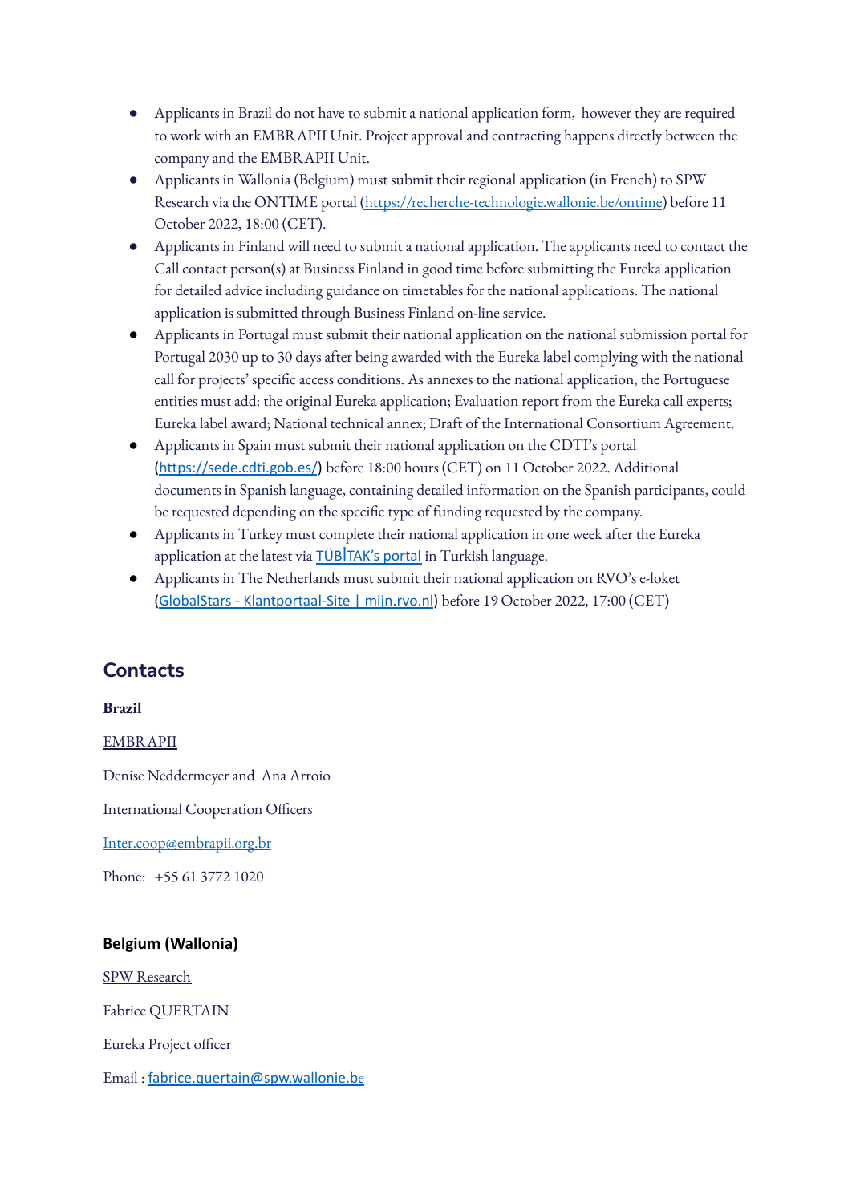- Applicants in Brazil do not have to submit a national application form, however they are required to work with an EMBRAPII Unit. Project approval and contracting happens directly between the company and the EMBRAPII Unit.
- Applicants in Wallonia (Belgium) must submit their regional application (in French) to SPW Research via the ONTIME portal (https://recherche-technologie.wallonie.be/ontime) before 11 October 2022, 18:00 (CET).
- Applicants in Finland will need to submit a national application. The applicants need to contact the Call contact person(s) at Business Finland in good time before submitting the Eureka application for detailed advice including guidance on timetables for the national applications. The national application is submitted through Business Finland on-line service.
- Applicants in Portugal must submit their national application on the national submission portal for Portugal 2030 up to 30 days after being awarded with the Eureka label complying with the national call for projects' specific access conditions. As annexes to the national application, the Portuguese entities must add: the original Eureka application; Evaluation report from the Eureka call experts; Eureka label award; National technical annex; Draft of the International Consortium Agreement.
- Applicants in Spain must submit their national application on the CDTI's portal (https://sede.cdti.gob.es/) before 18:00 hours (CET) on 11 October 2022. Additional documents in Spanish language, containing detailed information on the Spanish participants, could be requested depending on the specific type of funding requested by the company.
- Applicants in Turkey must complete their national application in one week after the Eureka application at the latest via TÜBİTAK's portal in Turkish language.
- Applicants in The Netherlands must submit their national application on RVO's e-loket (GlobalStars - Klantportaal-Site | mijn.rvo.nl) before 19 October 2022, 17:00 (CET)

## Contacts

**Brazil**

EMBRAPII

Denise Neddermeyer and Ana Arroio

International Cooperation Officers

Inter.coop@embrapii.org.br

Phone: +55 61 3772 1020

**Belgium (Wallonia)**

SPW Research

Fabrice QUERTAIN

Eureka Project officer

Email : fabrice.quertain@spw.wallonie.be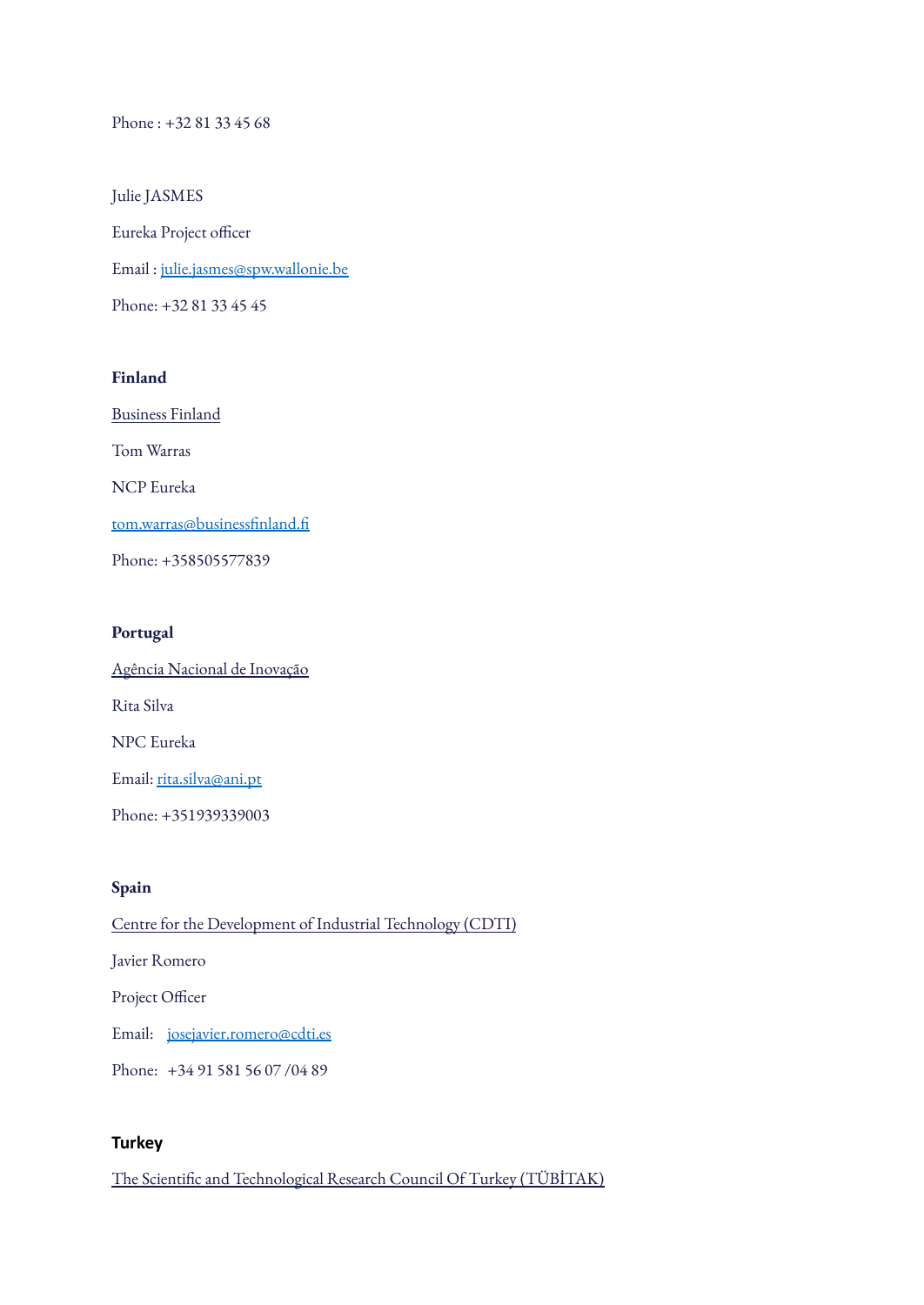Phone : +32 81 33 45 68

Julie JASMES

Eureka Project officer

Email : julie.jasmes@spw.wallonie.be

Phone: +32 81 33 45 45

**Finland**

Business Finland

Tom Warras

NCP Eureka

tom.warras@businessfinland.fi

Phone: +358505577839

**Portugal**

Agência Nacional de Inovação

Rita Silva

NPC Eureka

Email: rita.silva@ani.pt

Phone: +351939339003

**Spain**

Centre for the Development of Industrial Technology (CDTI)

Javier Romero

Project Officer

Email: josejavier.romero@cdti.es

Phone: +34 91 581 56 07 /04 89

**Turkey**

The Scientific and Technological Research Council Of Turkey (TÜBİTAK)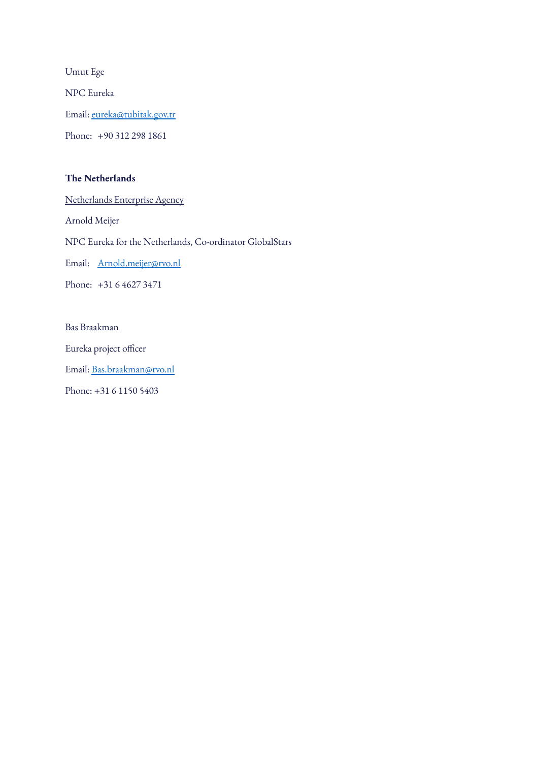Umut Ege

NPC Eureka

Email: eureka@tubitak.gov.tr

Phone: +90 312 298 1861

**The Netherlands**

Netherlands Enterprise Agency

Arnold Meijer

NPC Eureka for the Netherlands, Co-ordinator GlobalStars

Email: Arnold.meijer@rvo.nl

Phone: +31 6 4627 3471

Bas Braakman

Eureka project officer

Email: Bas.braakman@rvo.nl

Phone: +31 6 1150 5403